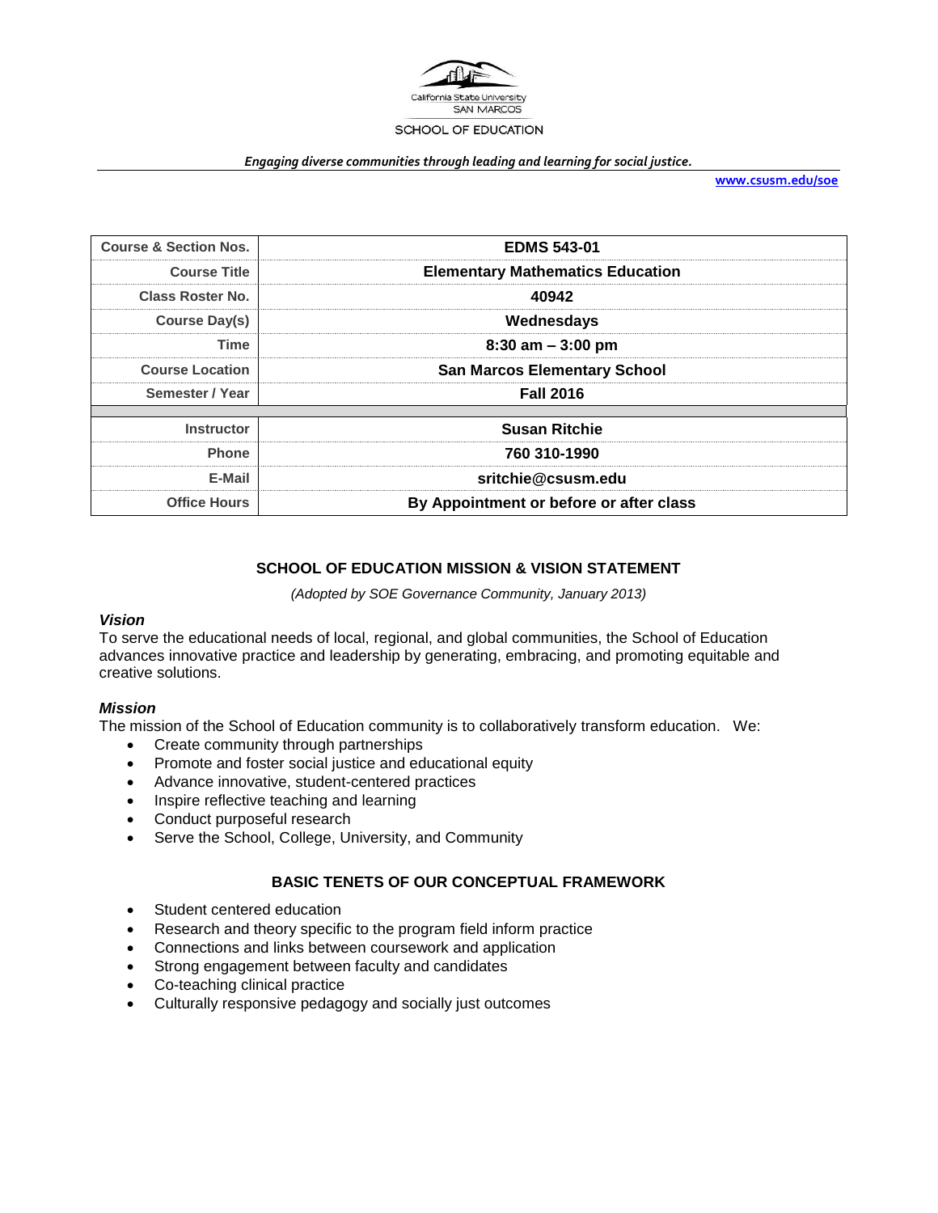California State University
SAN MARCOS

SCHOOL OF EDUCATION

*Engaging diverse communities through leading and learning for social justice.*

www.csusm.edu/soe

| | |
|---|---|
| **Course & Section Nos.** | **EDMS 543-01** |
| **Course Title** | **Elementary Mathematics Education** |
| **Class Roster No.** | **40942** |
| **Course Day(s)** | **Wednesdays** |
| **Time** | **8:30 am – 3:00 pm** |
| **Course Location** | **San Marcos Elementary School** |
| **Semester / Year** | **Fall 2016** |
| | |
| **Instructor** | **Susan Ritchie** |
| **Phone** | **760 310-1990** |
| **E-Mail** | **sritchie@csusm.edu** |
| **Office Hours** | **By Appointment or before or after class** |

## SCHOOL OF EDUCATION MISSION & VISION STATEMENT

*(Adopted by SOE Governance Community, January 2013)*

### *Vision*

To serve the educational needs of local, regional, and global communities, the School of Education advances innovative practice and leadership by generating, embracing, and promoting equitable and creative solutions.

### *Mission*

The mission of the School of Education community is to collaboratively transform education. We:

- Create community through partnerships
- Promote and foster social justice and educational equity
- Advance innovative, student-centered practices
- Inspire reflective teaching and learning
- Conduct purposeful research
- Serve the School, College, University, and Community

## BASIC TENETS OF OUR CONCEPTUAL FRAMEWORK

- Student centered education
- Research and theory specific to the program field inform practice
- Connections and links between coursework and application
- Strong engagement between faculty and candidates
- Co-teaching clinical practice
- Culturally responsive pedagogy and socially just outcomes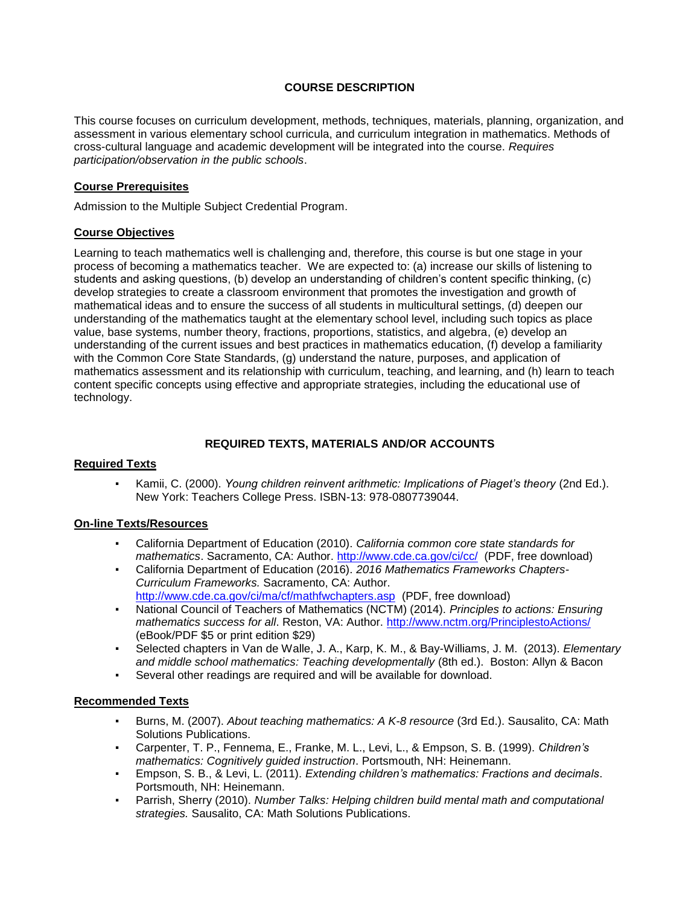## COURSE DESCRIPTION

This course focuses on curriculum development, methods, techniques, materials, planning, organization, and assessment in various elementary school curricula, and curriculum integration in mathematics. Methods of cross-cultural language and academic development will be integrated into the course. *Requires participation/observation in the public schools*.

### Course Prerequisites

Admission to the Multiple Subject Credential Program.

### Course Objectives

Learning to teach mathematics well is challenging and, therefore, this course is but one stage in your process of becoming a mathematics teacher. We are expected to: (a) increase our skills of listening to students and asking questions, (b) develop an understanding of children's content specific thinking, (c) develop strategies to create a classroom environment that promotes the investigation and growth of mathematical ideas and to ensure the success of all students in multicultural settings, (d) deepen our understanding of the mathematics taught at the elementary school level, including such topics as place value, base systems, number theory, fractions, proportions, statistics, and algebra, (e) develop an understanding of the current issues and best practices in mathematics education, (f) develop a familiarity with the Common Core State Standards, (g) understand the nature, purposes, and application of mathematics assessment and its relationship with curriculum, teaching, and learning, and (h) learn to teach content specific concepts using effective and appropriate strategies, including the educational use of technology.

## REQUIRED TEXTS, MATERIALS AND/OR ACCOUNTS

### Required Texts

- Kamii, C. (2000). *Young children reinvent arithmetic: Implications of Piaget's theory* (2nd Ed.). New York: Teachers College Press. ISBN-13: 978-0807739044.

### On-line Texts/Resources

- California Department of Education (2010). *California common core state standards for mathematics*. Sacramento, CA: Author. http://www.cde.ca.gov/ci/cc/ (PDF, free download)
- California Department of Education (2016). *2016 Mathematics Frameworks Chapters-Curriculum Frameworks.* Sacramento, CA: Author. http://www.cde.ca.gov/ci/ma/cf/mathfwchapters.asp (PDF, free download)
- National Council of Teachers of Mathematics (NCTM) (2014). *Principles to actions: Ensuring mathematics success for all*. Reston, VA: Author. http://www.nctm.org/PrinciplestoActions/ (eBook/PDF $5 or print edition $29)
- Selected chapters in Van de Walle, J. A., Karp, K. M., & Bay-Williams, J. M. (2013). *Elementary and middle school mathematics: Teaching developmentally* (8th ed.). Boston: Allyn & Bacon
- Several other readings are required and will be available for download.

### Recommended Texts

- Burns, M. (2007). *About teaching mathematics: A K-8 resource* (3rd Ed.). Sausalito, CA: Math Solutions Publications.
- Carpenter, T. P., Fennema, E., Franke, M. L., Levi, L., & Empson, S. B. (1999). *Children's mathematics: Cognitively guided instruction*. Portsmouth, NH: Heinemann.
- Empson, S. B., & Levi, L. (2011). *Extending children's mathematics: Fractions and decimals*. Portsmouth, NH: Heinemann.
- Parrish, Sherry (2010). *Number Talks: Helping children build mental math and computational strategies.* Sausalito, CA: Math Solutions Publications.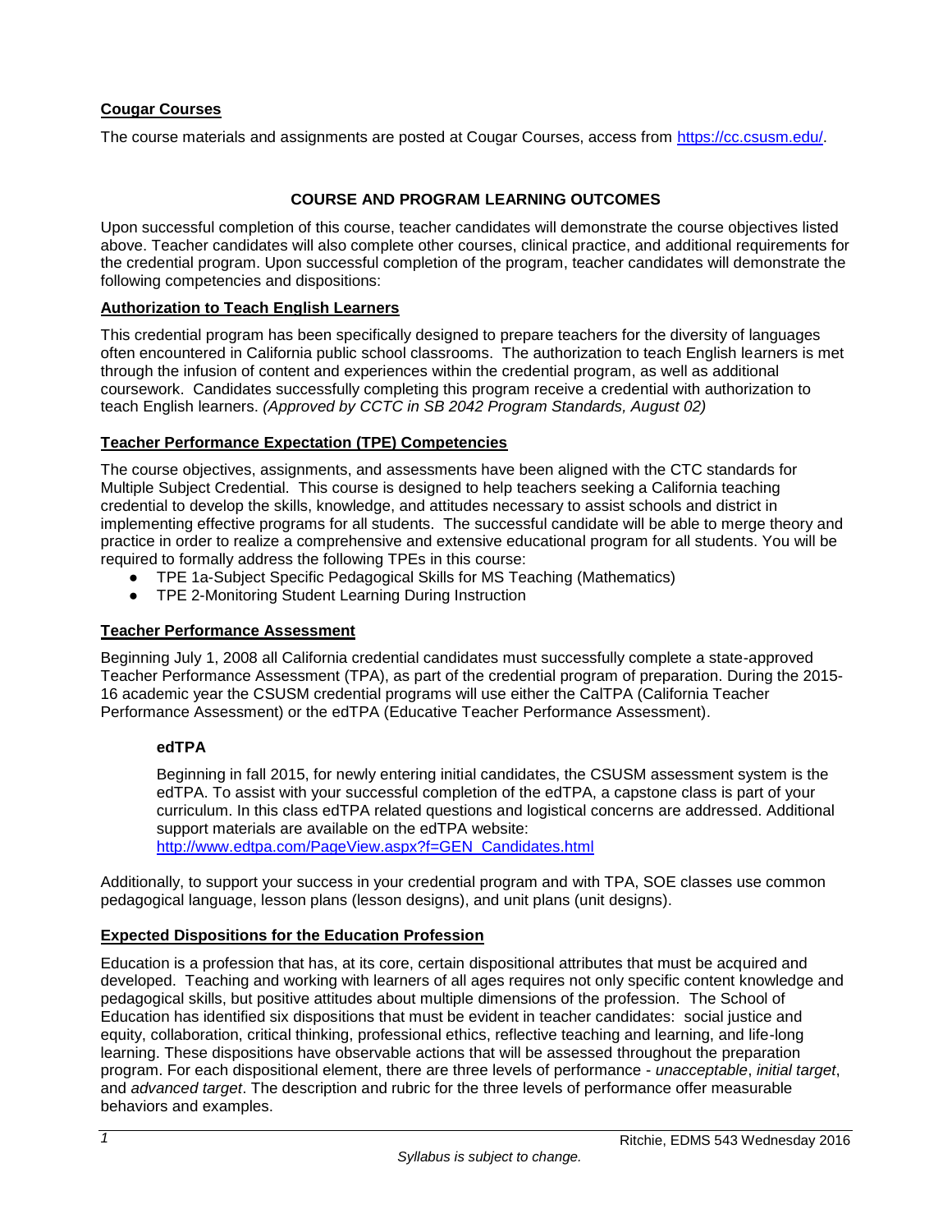**Cougar Courses**

The course materials and assignments are posted at Cougar Courses, access from https://cc.csusm.edu/.

## COURSE AND PROGRAM LEARNING OUTCOMES

Upon successful completion of this course, teacher candidates will demonstrate the course objectives listed above. Teacher candidates will also complete other courses, clinical practice, and additional requirements for the credential program. Upon successful completion of the program, teacher candidates will demonstrate the following competencies and dispositions:

**Authorization to Teach English Learners**

This credential program has been specifically designed to prepare teachers for the diversity of languages often encountered in California public school classrooms. The authorization to teach English learners is met through the infusion of content and experiences within the credential program, as well as additional coursework. Candidates successfully completing this program receive a credential with authorization to teach English learners. *(Approved by CCTC in SB 2042 Program Standards, August 02)*

**Teacher Performance Expectation (TPE) Competencies**

The course objectives, assignments, and assessments have been aligned with the CTC standards for Multiple Subject Credential. This course is designed to help teachers seeking a California teaching credential to develop the skills, knowledge, and attitudes necessary to assist schools and district in implementing effective programs for all students. The successful candidate will be able to merge theory and practice in order to realize a comprehensive and extensive educational program for all students. You will be required to formally address the following TPEs in this course:

- TPE 1a-Subject Specific Pedagogical Skills for MS Teaching (Mathematics)
- TPE 2-Monitoring Student Learning During Instruction

**Teacher Performance Assessment**

Beginning July 1, 2008 all California credential candidates must successfully complete a state-approved Teacher Performance Assessment (TPA), as part of the credential program of preparation. During the 2015-16 academic year the CSUSM credential programs will use either the CalTPA (California Teacher Performance Assessment) or the edTPA (Educative Teacher Performance Assessment).

**edTPA**

Beginning in fall 2015, for newly entering initial candidates, the CSUSM assessment system is the edTPA. To assist with your successful completion of the edTPA, a capstone class is part of your curriculum. In this class edTPA related questions and logistical concerns are addressed. Additional support materials are available on the edTPA website: http://www.edtpa.com/PageView.aspx?f=GEN_Candidates.html

Additionally, to support your success in your credential program and with TPA, SOE classes use common pedagogical language, lesson plans (lesson designs), and unit plans (unit designs).

**Expected Dispositions for the Education Profession**

Education is a profession that has, at its core, certain dispositional attributes that must be acquired and developed. Teaching and working with learners of all ages requires not only specific content knowledge and pedagogical skills, but positive attitudes about multiple dimensions of the profession. The School of Education has identified six dispositions that must be evident in teacher candidates: social justice and equity, collaboration, critical thinking, professional ethics, reflective teaching and learning, and life-long learning. These dispositions have observable actions that will be assessed throughout the preparation program. For each dispositional element, there are three levels of performance - *unacceptable*, *initial target*, and *advanced target*. The description and rubric for the three levels of performance offer measurable behaviors and examples.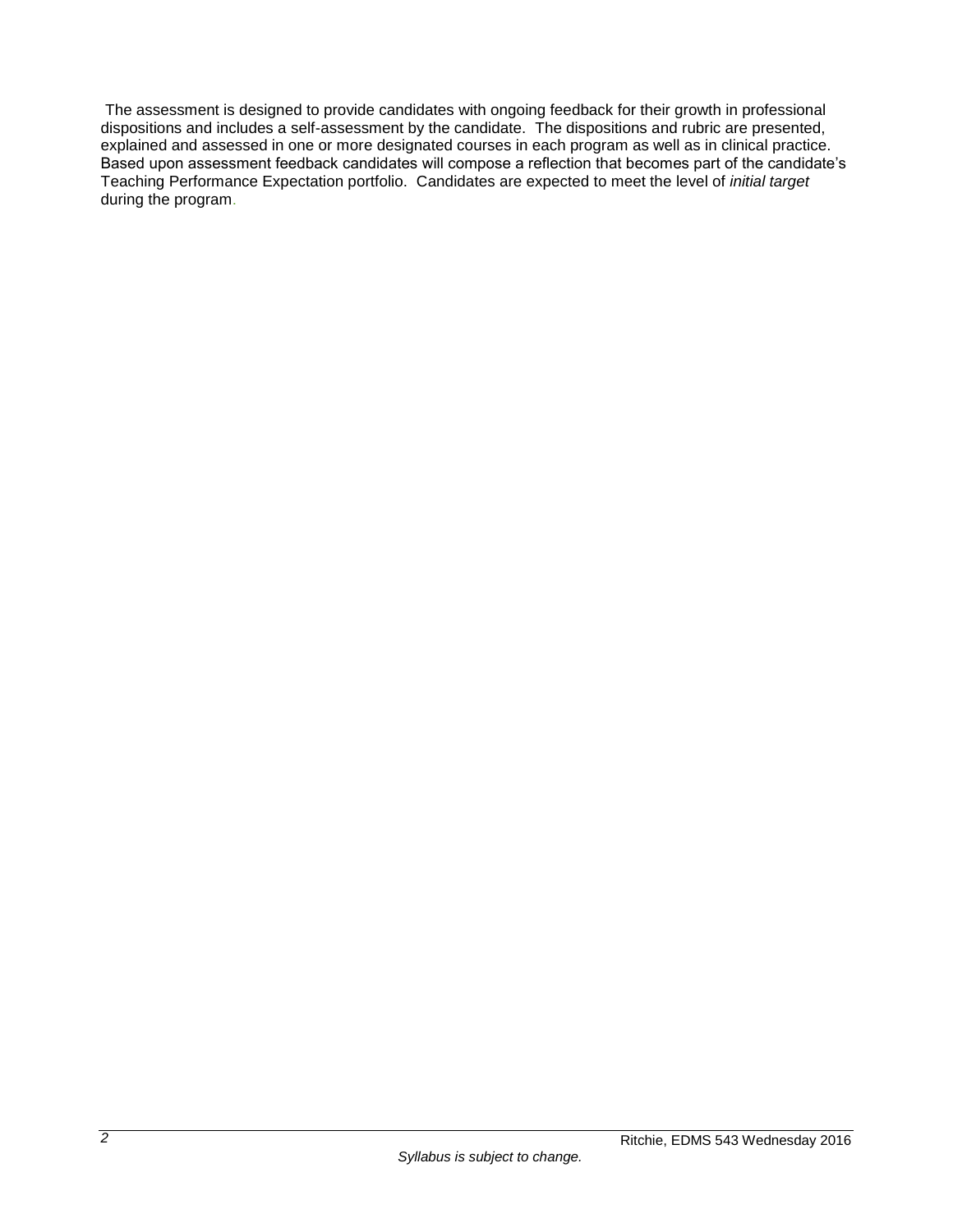The assessment is designed to provide candidates with ongoing feedback for their growth in professional dispositions and includes a self-assessment by the candidate. The dispositions and rubric are presented, explained and assessed in one or more designated courses in each program as well as in clinical practice. Based upon assessment feedback candidates will compose a reflection that becomes part of the candidate's Teaching Performance Expectation portfolio. Candidates are expected to meet the level of *initial target* during the program.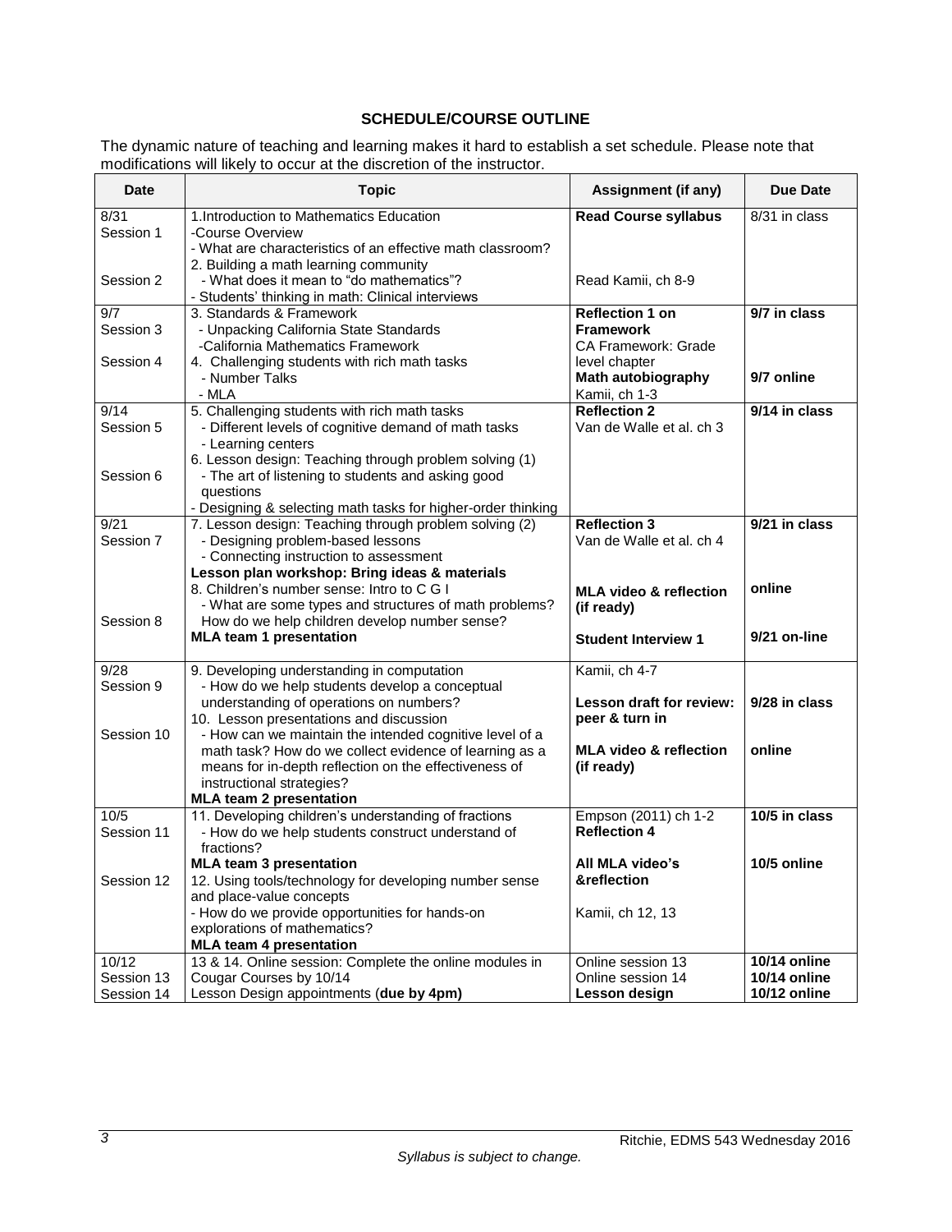## SCHEDULE/COURSE OUTLINE

The dynamic nature of teaching and learning makes it hard to establish a set schedule. Please note that modifications will likely to occur at the discretion of the instructor.

| Date | Topic | Assignment (if any) | Due Date |
|---|---|---|---|
| 8/31<br>Session 1<br><br><br>Session 2 | 1.Introduction to Mathematics Education<br>-Course Overview<br>- What are characteristics of an effective math classroom?<br>2. Building a math learning community<br>- What does it mean to "do mathematics"?<br>- Students' thinking in math: Clinical interviews | **Read Course syllabus**<br><br><br><br>Read Kamii, ch 8-9 | 8/31 in class |
| 9/7<br>Session 3<br><br>Session 4 | 3. Standards & Framework<br>- Unpacking California State Standards<br>-California Mathematics Framework<br>4. Challenging students with rich math tasks<br>- Number Talks<br>- MLA | **Reflection 1 on Framework**<br>CA Framework: Grade level chapter<br>**Math autobiography**<br>Kamii, ch 1-3 | **9/7 in class**<br><br><br>**9/7 online** |
| 9/14<br>Session 5<br><br><br>Session 6 | 5. Challenging students with rich math tasks<br>- Different levels of cognitive demand of math tasks<br>- Learning centers<br>6. Lesson design: Teaching through problem solving (1)<br>- The art of listening to students and asking good questions<br>- Designing & selecting math tasks for higher-order thinking | **Reflection 2**<br>Van de Walle et al. ch 3 | **9/14 in class** |
| 9/21<br>Session 7<br><br><br><br><br>Session 8 | 7. Lesson design: Teaching through problem solving (2)<br>- Designing problem-based lessons<br>- Connecting instruction to assessment<br>**Lesson plan workshop: Bring ideas & materials**<br>8. Children's number sense: Intro to C G I<br>- What are some types and structures of math problems?<br>How do we help children develop number sense?<br>**MLA team 1 presentation** | **Reflection 3**<br>Van de Walle et al. ch 4<br><br><br>**MLA video & reflection (if ready)**<br><br>**Student Interview 1** | **9/21 in class**<br><br><br>**online**<br><br><br>**9/21 on-line** |
| 9/28<br>Session 9<br><br><br>Session 10 | 9. Developing understanding in computation<br>- How do we help students develop a conceptual understanding of operations on numbers?<br>10. Lesson presentations and discussion<br>- How can we maintain the intended cognitive level of a math task? How do we collect evidence of learning as a means for in-depth reflection on the effectiveness of instructional strategies?<br>**MLA team 2 presentation** | Kamii, ch 4-7<br><br>**Lesson draft for review: peer & turn in**<br><br>**MLA video & reflection (if ready)** | <br><br>**9/28 in class**<br><br><br>**online** |
| 10/5<br>Session 11<br><br><br>Session 12 | 11. Developing children's understanding of fractions<br>- How do we help students construct understand of fractions?<br>**MLA team 3 presentation**<br>12. Using tools/technology for developing number sense and place-value concepts<br>- How do we provide opportunities for hands-on explorations of mathematics?<br>**MLA team 4 presentation** | Empson (2011) ch 1-2<br>**Reflection 4**<br><br>**All MLA video's &reflection**<br><br>Kamii, ch 12, 13 | **10/5 in class**<br><br><br>**10/5 online** |
| 10/12<br>Session 13<br>Session 14 | 13 & 14. Online session: Complete the online modules in Cougar Courses by 10/14<br>Lesson Design appointments (**due by 4pm)** | Online session 13<br>Online session 14<br>**Lesson design** | **10/14 online**<br>**10/14 online**<br>**10/12 online** |

*Syllabus is subject to change.*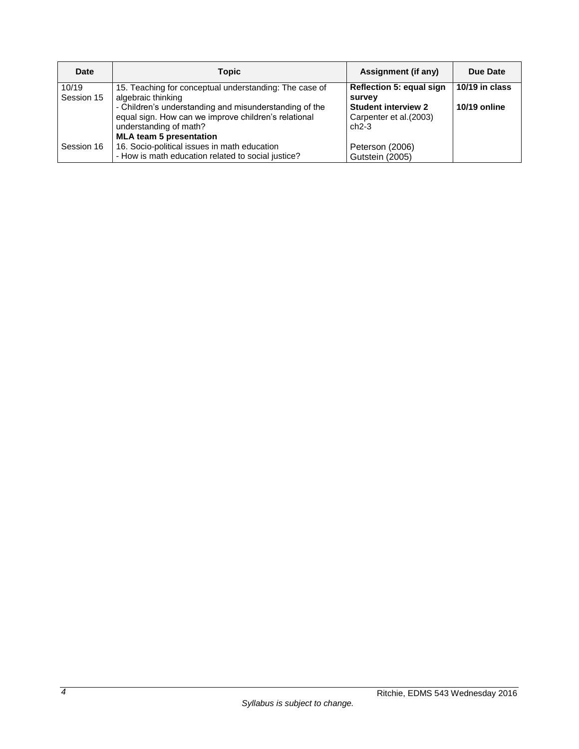| Date | Topic | Assignment (if any) | Due Date |
| --- | --- | --- | --- |
| 10/19 Session 15 | 15. Teaching for conceptual understanding: The case of algebraic thinking<br>- Children's understanding and misunderstanding of the equal sign. How can we improve children's relational understanding of math?<br>**MLA team 5 presentation** | **Reflection 5: equal sign survey**<br>**Student interview 2**<br>Carpenter et al.(2003) ch2-3 | **10/19 in class**<br><br>**10/19 online** |
| Session 16 | 16. Socio-political issues in math education<br>- How is math education related to social justice? | Peterson (2006)<br>Gutstein (2005) | |

*Syllabus is subject to change.*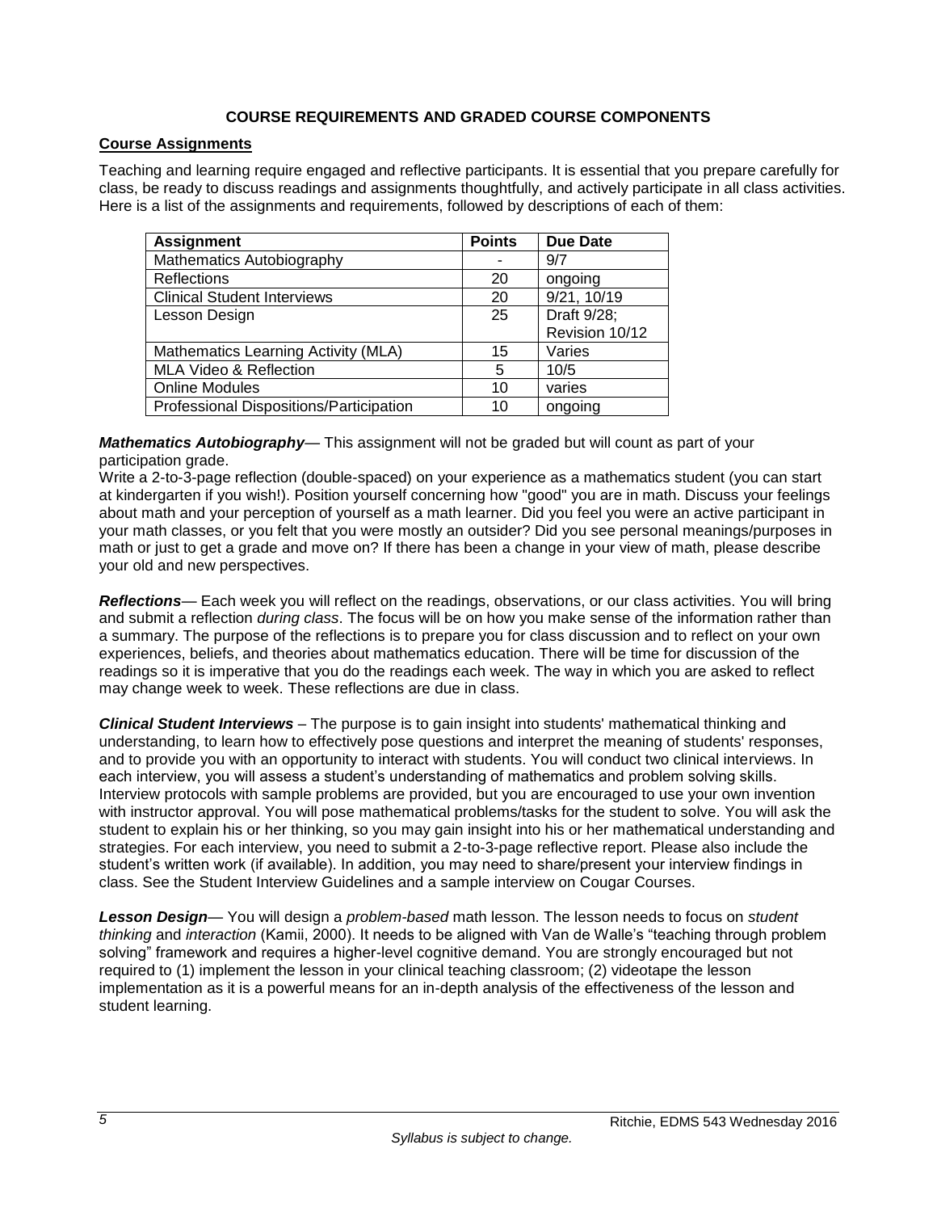## COURSE REQUIREMENTS AND GRADED COURSE COMPONENTS

### Course Assignments

Teaching and learning require engaged and reflective participants. It is essential that you prepare carefully for class, be ready to discuss readings and assignments thoughtfully, and actively participate in all class activities. Here is a list of the assignments and requirements, followed by descriptions of each of them:

| Assignment | Points | Due Date |
|---|---|---|
| Mathematics Autobiography | - | 9/7 |
| Reflections | 20 | ongoing |
| Clinical Student Interviews | 20 | 9/21, 10/19 |
| Lesson Design | 25 | Draft 9/28; Revision 10/12 |
| Mathematics Learning Activity (MLA) | 15 | Varies |
| MLA Video & Reflection | 5 | 10/5 |
| Online Modules | 10 | varies |
| Professional Dispositions/Participation | 10 | ongoing |

***Mathematics Autobiography***— This assignment will not be graded but will count as part of your participation grade.
Write a 2-to-3-page reflection (double-spaced) on your experience as a mathematics student (you can start at kindergarten if you wish!). Position yourself concerning how "good" you are in math. Discuss your feelings about math and your perception of yourself as a math learner. Did you feel you were an active participant in your math classes, or you felt that you were mostly an outsider? Did you see personal meanings/purposes in math or just to get a grade and move on? If there has been a change in your view of math, please describe your old and new perspectives.

***Reflections***— Each week you will reflect on the readings, observations, or our class activities. You will bring and submit a reflection *during class*. The focus will be on how you make sense of the information rather than a summary. The purpose of the reflections is to prepare you for class discussion and to reflect on your own experiences, beliefs, and theories about mathematics education. There will be time for discussion of the readings so it is imperative that you do the readings each week. The way in which you are asked to reflect may change week to week. These reflections are due in class.

***Clinical Student Interviews*** – The purpose is to gain insight into students' mathematical thinking and understanding, to learn how to effectively pose questions and interpret the meaning of students' responses, and to provide you with an opportunity to interact with students. You will conduct two clinical interviews. In each interview, you will assess a student's understanding of mathematics and problem solving skills. Interview protocols with sample problems are provided, but you are encouraged to use your own invention with instructor approval. You will pose mathematical problems/tasks for the student to solve. You will ask the student to explain his or her thinking, so you may gain insight into his or her mathematical understanding and strategies. For each interview, you need to submit a 2-to-3-page reflective report. Please also include the student's written work (if available). In addition, you may need to share/present your interview findings in class. See the Student Interview Guidelines and a sample interview on Cougar Courses.

***Lesson Design***— You will design a *problem-based* math lesson. The lesson needs to focus on *student thinking* and *interaction* (Kamii, 2000). It needs to be aligned with Van de Walle's "teaching through problem solving" framework and requires a higher-level cognitive demand. You are strongly encouraged but not required to (1) implement the lesson in your clinical teaching classroom; (2) videotape the lesson implementation as it is a powerful means for an in-depth analysis of the effectiveness of the lesson and student learning.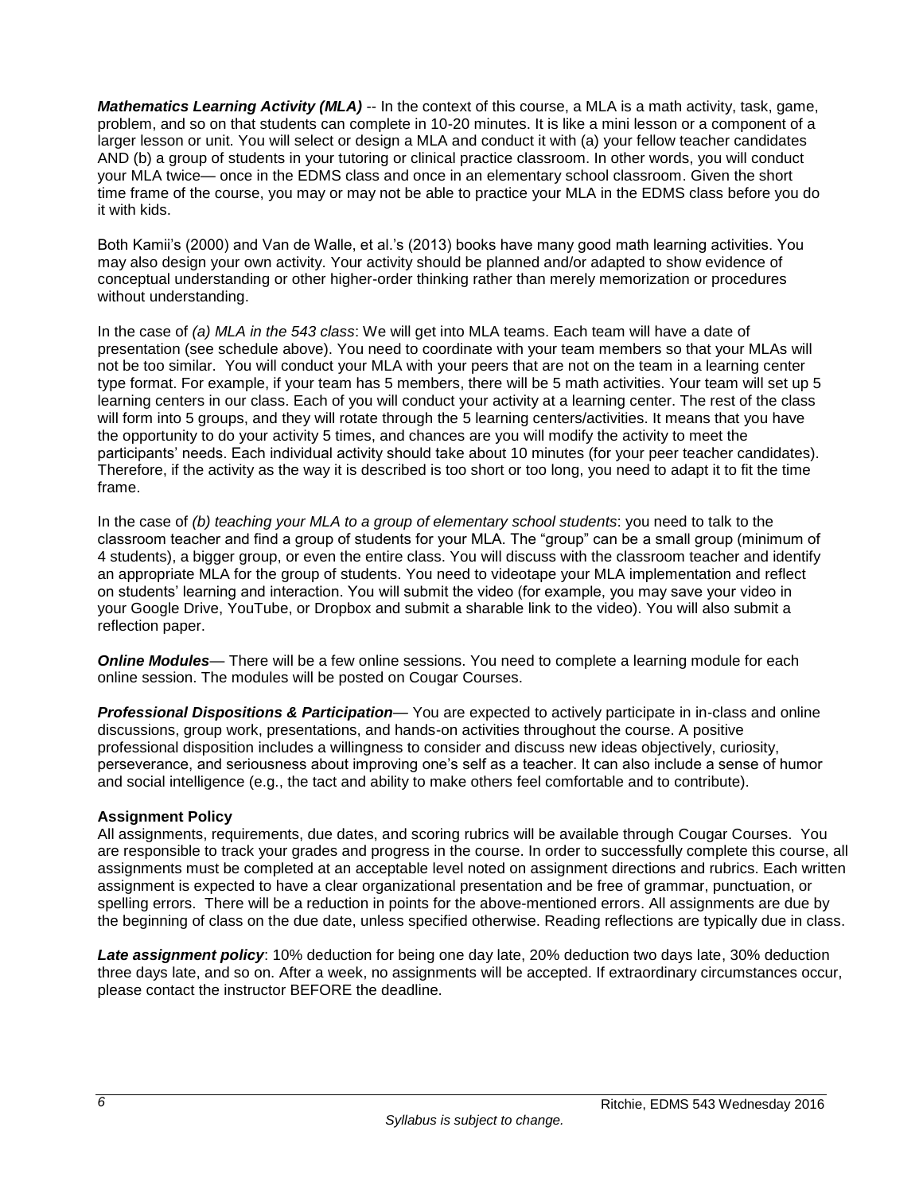***Mathematics Learning Activity (MLA)*** -- In the context of this course, a MLA is a math activity, task, game, problem, and so on that students can complete in 10-20 minutes. It is like a mini lesson or a component of a larger lesson or unit. You will select or design a MLA and conduct it with (a) your fellow teacher candidates AND (b) a group of students in your tutoring or clinical practice classroom. In other words, you will conduct your MLA twice— once in the EDMS class and once in an elementary school classroom. Given the short time frame of the course, you may or may not be able to practice your MLA in the EDMS class before you do it with kids.

Both Kamii's (2000) and Van de Walle, et al.'s (2013) books have many good math learning activities. You may also design your own activity. Your activity should be planned and/or adapted to show evidence of conceptual understanding or other higher-order thinking rather than merely memorization or procedures without understanding.

In the case of *(a) MLA in the 543 class*: We will get into MLA teams. Each team will have a date of presentation (see schedule above). You need to coordinate with your team members so that your MLAs will not be too similar. You will conduct your MLA with your peers that are not on the team in a learning center type format. For example, if your team has 5 members, there will be 5 math activities. Your team will set up 5 learning centers in our class. Each of you will conduct your activity at a learning center. The rest of the class will form into 5 groups, and they will rotate through the 5 learning centers/activities. It means that you have the opportunity to do your activity 5 times, and chances are you will modify the activity to meet the participants' needs. Each individual activity should take about 10 minutes (for your peer teacher candidates). Therefore, if the activity as the way it is described is too short or too long, you need to adapt it to fit the time frame.

In the case of *(b) teaching your MLA to a group of elementary school students*: you need to talk to the classroom teacher and find a group of students for your MLA. The "group" can be a small group (minimum of 4 students), a bigger group, or even the entire class. You will discuss with the classroom teacher and identify an appropriate MLA for the group of students. You need to videotape your MLA implementation and reflect on students' learning and interaction. You will submit the video (for example, you may save your video in your Google Drive, YouTube, or Dropbox and submit a sharable link to the video). You will also submit a reflection paper.

***Online Modules***— There will be a few online sessions. You need to complete a learning module for each online session. The modules will be posted on Cougar Courses.

***Professional Dispositions & Participation***— You are expected to actively participate in in-class and online discussions, group work, presentations, and hands-on activities throughout the course. A positive professional disposition includes a willingness to consider and discuss new ideas objectively, curiosity, perseverance, and seriousness about improving one's self as a teacher. It can also include a sense of humor and social intelligence (e.g., the tact and ability to make others feel comfortable and to contribute).

**Assignment Policy**

All assignments, requirements, due dates, and scoring rubrics will be available through Cougar Courses. You are responsible to track your grades and progress in the course. In order to successfully complete this course, all assignments must be completed at an acceptable level noted on assignment directions and rubrics. Each written assignment is expected to have a clear organizational presentation and be free of grammar, punctuation, or spelling errors. There will be a reduction in points for the above-mentioned errors. All assignments are due by the beginning of class on the due date, unless specified otherwise. Reading reflections are typically due in class.

***Late assignment policy***: 10% deduction for being one day late, 20% deduction two days late, 30% deduction three days late, and so on. After a week, no assignments will be accepted. If extraordinary circumstances occur, please contact the instructor BEFORE the deadline.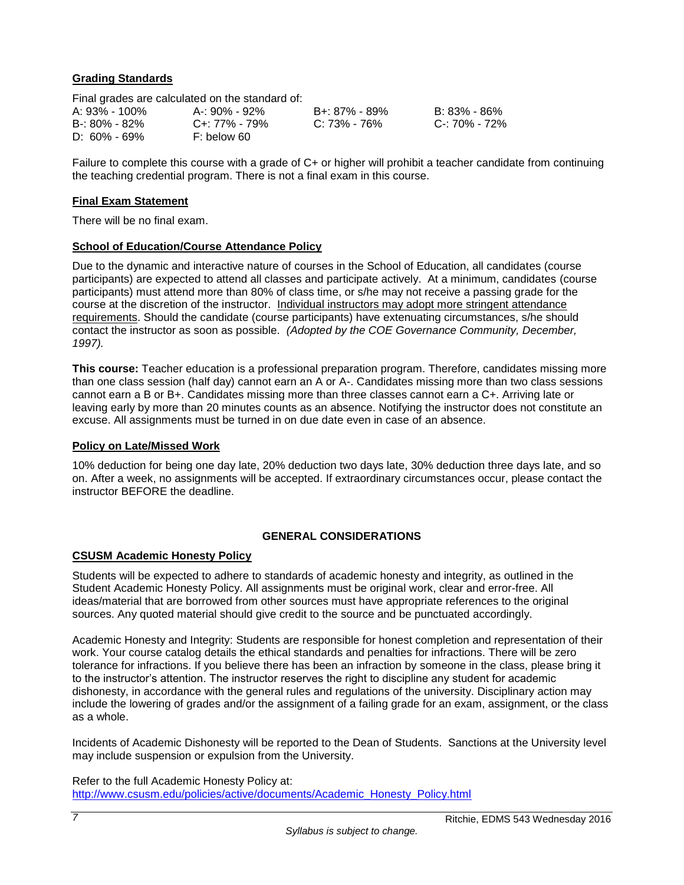## Grading Standards

Final grades are calculated on the standard of:

| | | | |
|---|---|---|---|
| A: 93% - 100% | A-: 90% - 92% | B+: 87% - 89% | B: 83% - 86% |
| B-: 80% - 82% | C+: 77% - 79% | C: 73% - 76% | C-: 70% - 72% |
| D: 60% - 69% | F: below 60 | | |

Failure to complete this course with a grade of C+ or higher will prohibit a teacher candidate from continuing the teaching credential program. There is not a final exam in this course.

## Final Exam Statement

There will be no final exam.

## School of Education/Course Attendance Policy

Due to the dynamic and interactive nature of courses in the School of Education, all candidates (course participants) are expected to attend all classes and participate actively. At a minimum, candidates (course participants) must attend more than 80% of class time, or s/he may not receive a passing grade for the course at the discretion of the instructor. Individual instructors may adopt more stringent attendance requirements. Should the candidate (course participants) have extenuating circumstances, s/he should contact the instructor as soon as possible. *(Adopted by the COE Governance Community, December, 1997).*

**This course:** Teacher education is a professional preparation program. Therefore, candidates missing more than one class session (half day) cannot earn an A or A-. Candidates missing more than two class sessions cannot earn a B or B+. Candidates missing more than three classes cannot earn a C+. Arriving late or leaving early by more than 20 minutes counts as an absence. Notifying the instructor does not constitute an excuse. All assignments must be turned in on due date even in case of an absence.

## Policy on Late/Missed Work

10% deduction for being one day late, 20% deduction two days late, 30% deduction three days late, and so on. After a week, no assignments will be accepted. If extraordinary circumstances occur, please contact the instructor BEFORE the deadline.

# GENERAL CONSIDERATIONS

## CSUSM Academic Honesty Policy

Students will be expected to adhere to standards of academic honesty and integrity, as outlined in the Student Academic Honesty Policy. All assignments must be original work, clear and error-free. All ideas/material that are borrowed from other sources must have appropriate references to the original sources. Any quoted material should give credit to the source and be punctuated accordingly.

Academic Honesty and Integrity: Students are responsible for honest completion and representation of their work. Your course catalog details the ethical standards and penalties for infractions. There will be zero tolerance for infractions. If you believe there has been an infraction by someone in the class, please bring it to the instructor's attention. The instructor reserves the right to discipline any student for academic dishonesty, in accordance with the general rules and regulations of the university. Disciplinary action may include the lowering of grades and/or the assignment of a failing grade for an exam, assignment, or the class as a whole.

Incidents of Academic Dishonesty will be reported to the Dean of Students. Sanctions at the University level may include suspension or expulsion from the University.

Refer to the full Academic Honesty Policy at:
http://www.csusm.edu/policies/active/documents/Academic_Honesty_Policy.html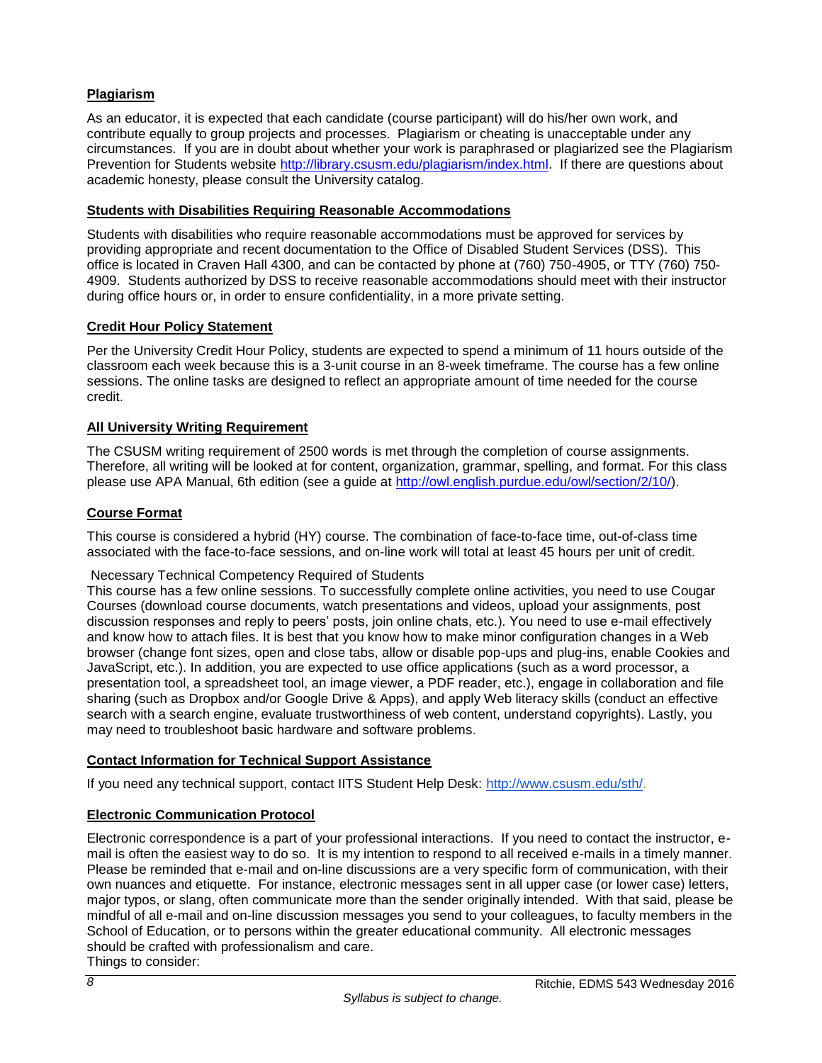## Plagiarism

As an educator, it is expected that each candidate (course participant) will do his/her own work, and contribute equally to group projects and processes. Plagiarism or cheating is unacceptable under any circumstances. If you are in doubt about whether your work is paraphrased or plagiarized see the Plagiarism Prevention for Students website http://library.csusm.edu/plagiarism/index.html. If there are questions about academic honesty, please consult the University catalog.

## Students with Disabilities Requiring Reasonable Accommodations

Students with disabilities who require reasonable accommodations must be approved for services by providing appropriate and recent documentation to the Office of Disabled Student Services (DSS). This office is located in Craven Hall 4300, and can be contacted by phone at (760) 750-4905, or TTY (760) 750-4909. Students authorized by DSS to receive reasonable accommodations should meet with their instructor during office hours or, in order to ensure confidentiality, in a more private setting.

## Credit Hour Policy Statement

Per the University Credit Hour Policy, students are expected to spend a minimum of 11 hours outside of the classroom each week because this is a 3-unit course in an 8-week timeframe. The course has a few online sessions. The online tasks are designed to reflect an appropriate amount of time needed for the course credit.

## All University Writing Requirement

The CSUSM writing requirement of 2500 words is met through the completion of course assignments. Therefore, all writing will be looked at for content, organization, grammar, spelling, and format. For this class please use APA Manual, 6th edition (see a guide at http://owl.english.purdue.edu/owl/section/2/10/).

## Course Format

This course is considered a hybrid (HY) course. The combination of face-to-face time, out-of-class time associated with the face-to-face sessions, and on-line work will total at least 45 hours per unit of credit.

Necessary Technical Competency Required of Students

This course has a few online sessions. To successfully complete online activities, you need to use Cougar Courses (download course documents, watch presentations and videos, upload your assignments, post discussion responses and reply to peers' posts, join online chats, etc.). You need to use e-mail effectively and know how to attach files. It is best that you know how to make minor configuration changes in a Web browser (change font sizes, open and close tabs, allow or disable pop-ups and plug-ins, enable Cookies and JavaScript, etc.). In addition, you are expected to use office applications (such as a word processor, a presentation tool, a spreadsheet tool, an image viewer, a PDF reader, etc.), engage in collaboration and file sharing (such as Dropbox and/or Google Drive & Apps), and apply Web literacy skills (conduct an effective search with a search engine, evaluate trustworthiness of web content, understand copyrights). Lastly, you may need to troubleshoot basic hardware and software problems.

## Contact Information for Technical Support Assistance

If you need any technical support, contact IITS Student Help Desk: http://www.csusm.edu/sth/.

## Electronic Communication Protocol

Electronic correspondence is a part of your professional interactions. If you need to contact the instructor, e-mail is often the easiest way to do so. It is my intention to respond to all received e-mails in a timely manner. Please be reminded that e-mail and on-line discussions are a very specific form of communication, with their own nuances and etiquette. For instance, electronic messages sent in all upper case (or lower case) letters, major typos, or slang, often communicate more than the sender originally intended. With that said, please be mindful of all e-mail and on-line discussion messages you send to your colleagues, to faculty members in the School of Education, or to persons within the greater educational community. All electronic messages should be crafted with professionalism and care.

Things to consider: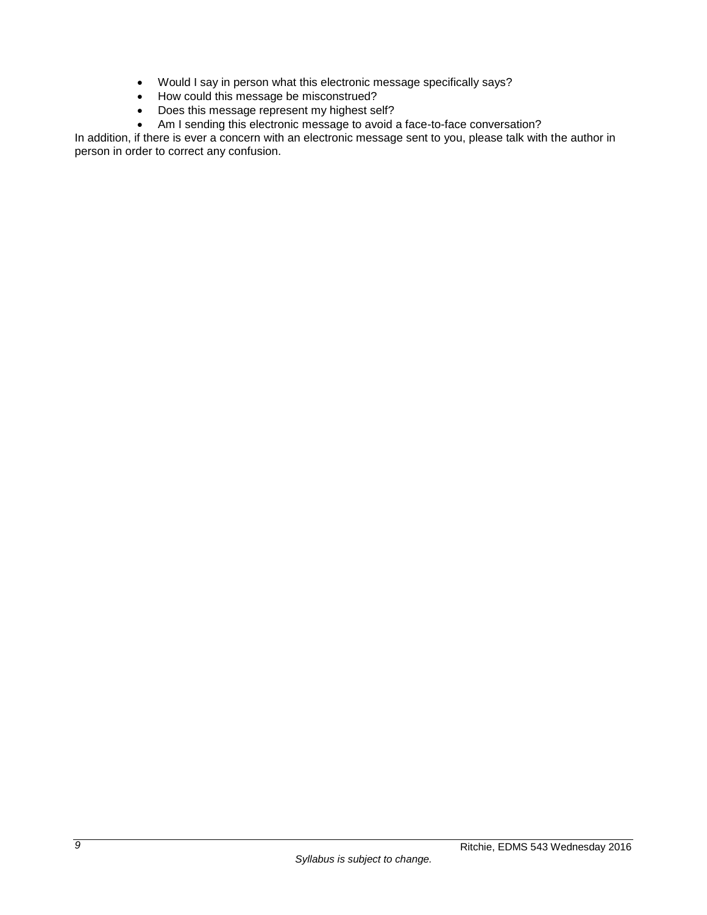- Would I say in person what this electronic message specifically says?
- How could this message be misconstrued?
- Does this message represent my highest self?
- Am I sending this electronic message to avoid a face-to-face conversation?

In addition, if there is ever a concern with an electronic message sent to you, please talk with the author in person in order to correct any confusion.